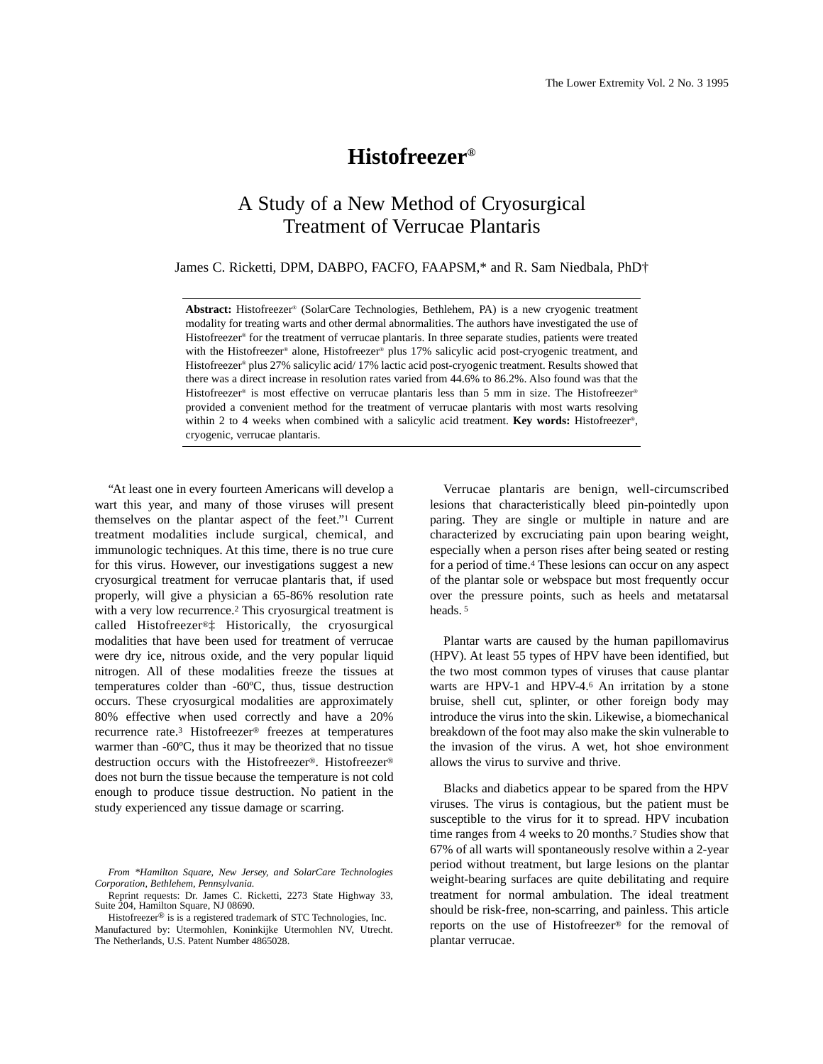# Histofreezer®

## A Study of a New Method of Cryosurgical Treatment of Verrucae Plantaris

James C. Ricketti, DPM, DABPO, FACFO, FAAPSM,* and R. Sam Niedbala, PhD†

**Abstract:** Histofreezer® (SolarCare Technologies, Bethlehem, PA) is a new cryogenic treatment modality for treating warts and other dermal abnormalities. The authors have investigated the use of Histofreezer® for the treatment of verrucae plantaris. In three separate studies, patients were treated with the Histofreezer® alone, Histofreezer® plus 17% salicylic acid post-cryogenic treatment, and Histofreezer® plus 27% salicylic acid/ 17% lactic acid post-cryogenic treatment. Results showed that there was a direct increase in resolution rates varied from 44.6% to 86.2%. Also found was that the Histofreezer® is most effective on verrucae plantaris less than 5 mm in size. The Histofreezer® provided a convenient method for the treatment of verrucae plantaris with most warts resolving within 2 to 4 weeks when combined with a salicylic acid treatment. **Key words:** Histofreezer®, cryogenic, verrucae plantaris.

"At least one in every fourteen Americans will develop a wart this year, and many of those viruses will present themselves on the plantar aspect of the feet."[1] Current treatment modalities include surgical, chemical, and immunologic techniques. At this time, there is no true cure for this virus. However, our investigations suggest a new cryosurgical treatment for verrucae plantaris that, if used properly, will give a physician a 65-86% resolution rate with a very low recurrence.[2] This cryosurgical treatment is called Histofreezer®‡ Historically, the cryosurgical modalities that have been used for treatment of verrucae were dry ice, nitrous oxide, and the very popular liquid nitrogen. All of these modalities freeze the tissues at temperatures colder than -60ºC, thus, tissue destruction occurs. These cryosurgical modalities are approximately 80% effective when used correctly and have a 20% recurrence rate.[3] Histofreezer® freezes at temperatures warmer than -60ºC, thus it may be theorized that no tissue destruction occurs with the Histofreezer®. Histofreezer® does not burn the tissue because the temperature is not cold enough to produce tissue destruction. No patient in the study experienced any tissue damage or scarring.

Verrucae plantaris are benign, well-circumscribed lesions that characteristically bleed pin-pointedly upon paring. They are single or multiple in nature and are characterized by excruciating pain upon bearing weight, especially when a person rises after being seated or resting for a period of time.[4] These lesions can occur on any aspect of the plantar sole or webspace but most frequently occur over the pressure points, such as heels and metatarsal heads.[5]

Plantar warts are caused by the human papillomavirus (HPV). At least 55 types of HPV have been identified, but the two most common types of viruses that cause plantar warts are HPV-1 and HPV-4.[6] An irritation by a stone bruise, shell cut, splinter, or other foreign body may introduce the virus into the skin. Likewise, a biomechanical breakdown of the foot may also make the skin vulnerable to the invasion of the virus. A wet, hot shoe environment allows the virus to survive and thrive.

Blacks and diabetics appear to be spared from the HPV viruses. The virus is contagious, but the patient must be susceptible to the virus for it to spread. HPV incubation time ranges from 4 weeks to 20 months.[7] Studies show that 67% of all warts will spontaneously resolve within a 2-year period without treatment, but large lesions on the plantar weight-bearing surfaces are quite debilitating and require treatment for normal ambulation. The ideal treatment should be risk-free, non-scarring, and painless. This article reports on the use of Histofreezer® for the removal of plantar verrucae.

*From \*Hamilton Square, New Jersey, and SolarCare Technologies Corporation, Bethlehem, Pennsylvania.*

Reprint requests: Dr. James C. Ricketti, 2273 State Highway 33, Suite 204, Hamilton Square, NJ 08690.

Histofreezer® is is a registered trademark of STC Technologies, Inc. Manufactured by: Utermohlen, Koninkijke Utermohlen NV, Utrecht. The Netherlands, U.S. Patent Number 4865028.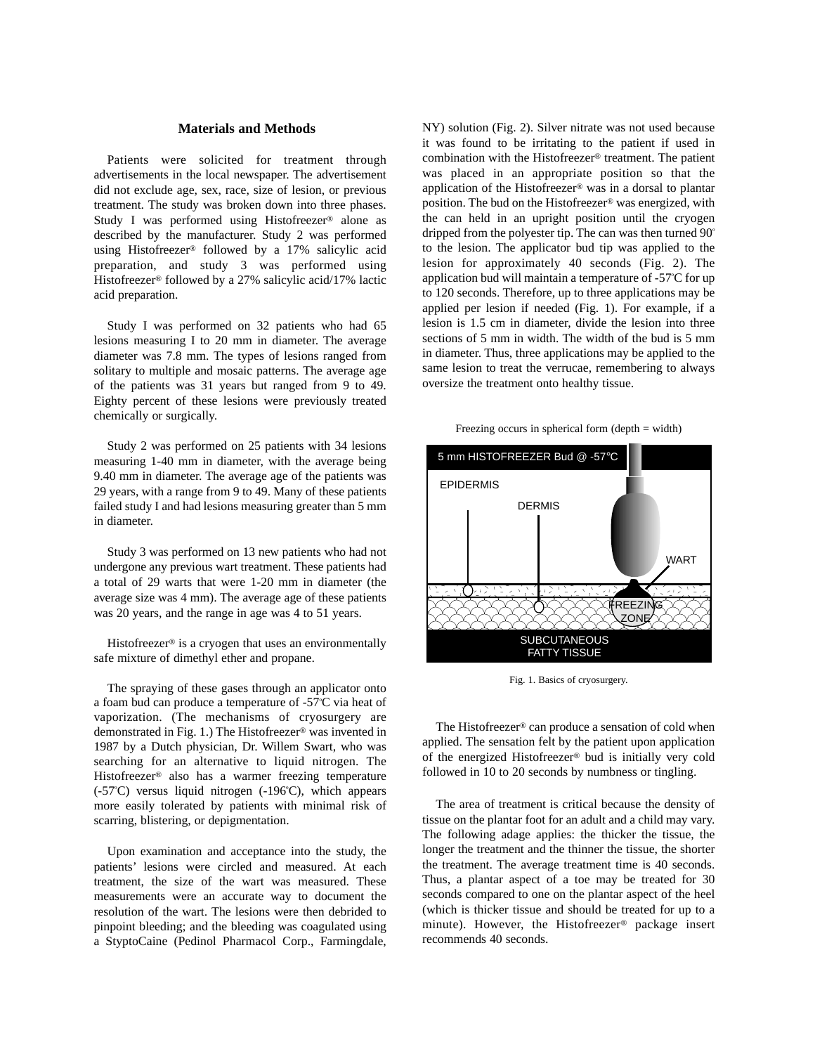## Materials and Methods

Patients were solicited for treatment through advertisements in the local newspaper. The advertisement did not exclude age, sex, race, size of lesion, or previous treatment. The study was broken down into three phases. Study I was performed using Histofreezer® alone as described by the manufacturer. Study 2 was performed using Histofreezer® followed by a 17% salicylic acid preparation, and study 3 was performed using Histofreezer® followed by a 27% salicylic acid/17% lactic acid preparation.

Study I was performed on 32 patients who had 65 lesions measuring I to 20 mm in diameter. The average diameter was 7.8 mm. The types of lesions ranged from solitary to multiple and mosaic patterns. The average age of the patients was 31 years but ranged from 9 to 49. Eighty percent of these lesions were previously treated chemically or surgically.

Study 2 was performed on 25 patients with 34 lesions measuring 1-40 mm in diameter, with the average being 9.40 mm in diameter. The average age of the patients was 29 years, with a range from 9 to 49. Many of these patients failed study I and had lesions measuring greater than 5 mm in diameter.

Study 3 was performed on 13 new patients who had not undergone any previous wart treatment. These patients had a total of 29 warts that were 1-20 mm in diameter (the average size was 4 mm). The average age of these patients was 20 years, and the range in age was 4 to 51 years.

Histofreezer® is a cryogen that uses an environmentally safe mixture of dimethyl ether and propane.

The spraying of these gases through an applicator onto a foam bud can produce a temperature of -57°C via heat of vaporization. (The mechanisms of cryosurgery are demonstrated in Fig. 1.) The Histofreezer® was invented in 1987 by a Dutch physician, Dr. Willem Swart, who was searching for an alternative to liquid nitrogen. The Histofreezer® also has a warmer freezing temperature (-57°C) versus liquid nitrogen (-196°C), which appears more easily tolerated by patients with minimal risk of scarring, blistering, or depigmentation.

Upon examination and acceptance into the study, the patients' lesions were circled and measured. At each treatment, the size of the wart was measured. These measurements were an accurate way to document the resolution of the wart. The lesions were then debrided to pinpoint bleeding; and the bleeding was coagulated using a StyptoCaine (Pedinol Pharmacol Corp., Farmingdale, NY) solution (Fig. 2). Silver nitrate was not used because it was found to be irritating to the patient if used in combination with the Histofreezer® treatment. The patient was placed in an appropriate position so that the application of the Histofreezer® was in a dorsal to plantar position. The bud on the Histofreezer® was energized, with the can held in an upright position until the cryogen dripped from the polyester tip. The can was then turned 90° to the lesion. The applicator bud tip was applied to the lesion for approximately 40 seconds (Fig. 2). The application bud will maintain a temperature of -57°C for up to 120 seconds. Therefore, up to three applications may be applied per lesion if needed (Fig. 1). For example, if a lesion is 1.5 cm in diameter, divide the lesion into three sections of 5 mm in width. The width of the bud is 5 mm in diameter. Thus, three applications may be applied to the same lesion to treat the verrucae, remembering to always oversize the treatment onto healthy tissue.

Freezing occurs in spherical form (depth = width)

5 mm HISTOFREEZER Bud @ -57°C

EPIDERMIS

DERMIS

WART

FREEZING ZONE

SUBCUTANEOUS FATTY TISSUE

Fig. 1. Basics of cryosurgery.

The Histofreezer® can produce a sensation of cold when applied. The sensation felt by the patient upon application of the energized Histofreezer® bud is initially very cold followed in 10 to 20 seconds by numbness or tingling.

The area of treatment is critical because the density of tissue on the plantar foot for an adult and a child may vary. The following adage applies: the thicker the tissue, the longer the treatment and the thinner the tissue, the shorter the treatment. The average treatment time is 40 seconds. Thus, a plantar aspect of a toe may be treated for 30 seconds compared to one on the plantar aspect of the heel (which is thicker tissue and should be treated for up to a minute). However, the Histofreezer® package insert recommends 40 seconds.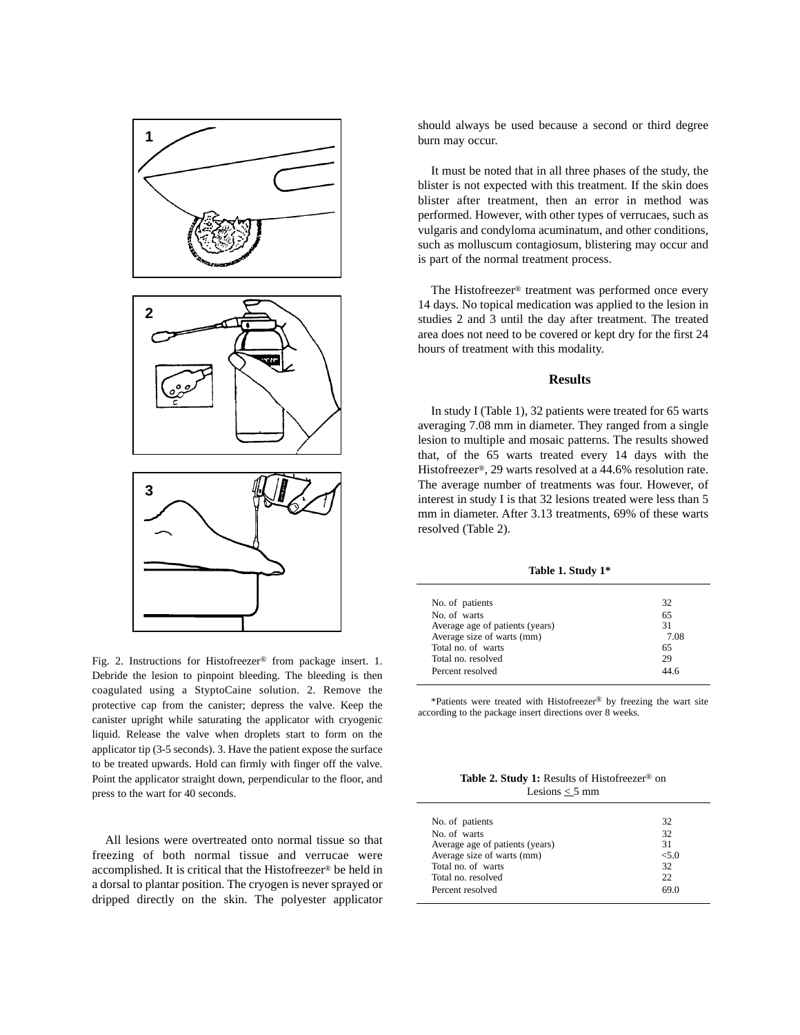Fig. 2. Instructions for Histofreezer® from package insert. 1. Debride the lesion to pinpoint bleeding. The bleeding is then coagulated using a StyptoCaine solution. 2. Remove the protective cap from the canister; depress the valve. Keep the canister upright while saturating the applicator with cryogenic liquid. Release the valve when droplets start to form on the applicator tip (3-5 seconds). 3. Have the patient expose the surface to be treated upwards. Hold can firmly with finger off the valve. Point the applicator straight down, perpendicular to the floor, and press to the wart for 40 seconds.

All lesions were overtreated onto normal tissue so that freezing of both normal tissue and verrucae were accomplished. It is critical that the Histofreezer® be held in a dorsal to plantar position. The cryogen is never sprayed or dripped directly on the skin. The polyester applicator should always be used because a second or third degree burn may occur.

It must be noted that in all three phases of the study, the blister is not expected with this treatment. If the skin does blister after treatment, then an error in method was performed. However, with other types of verrucaes, such as vulgaris and condyloma acuminatum, and other conditions, such as molluscum contagiosum, blistering may occur and is part of the normal treatment process.

The Histofreezer® treatment was performed once every 14 days. No topical medication was applied to the lesion in studies 2 and 3 until the day after treatment. The treated area does not need to be covered or kept dry for the first 24 hours of treatment with this modality.

## Results

In study I (Table 1), 32 patients were treated for 65 warts averaging 7.08 mm in diameter. They ranged from a single lesion to multiple and mosaic patterns. The results showed that, of the 65 warts treated every 14 days with the Histofreezer®, 29 warts resolved at a 44.6% resolution rate. The average number of treatments was four. However, of interest in study I is that 32 lesions treated were less than 5 mm in diameter. After 3.13 treatments, 69% of these warts resolved (Table 2).

**Table 1. Study 1***

| | |
|---|---|
| No. of patients | 32 |
| No. of warts | 65 |
| Average age of patients (years) | 31 |
| Average size of warts (mm) | 7.08 |
| Total no. of warts | 65 |
| Total no. resolved | 29 |
| Percent resolved | 44.6 |

*Patients were treated with Histofreezer® by freezing the wart site according to the package insert directions over 8 weeks.

**Table 2. Study 1:** Results of Histofreezer® on Lesions ≤ 5 mm

| | |
|---|---|
| No. of patients | 32 |
| No. of warts | 32 |
| Average age of patients (years) | 31 |
| Average size of warts (mm) | <5.0 |
| Total no. of warts | 32 |
| Total no. resolved | 22 |
| Percent resolved | 69.0 |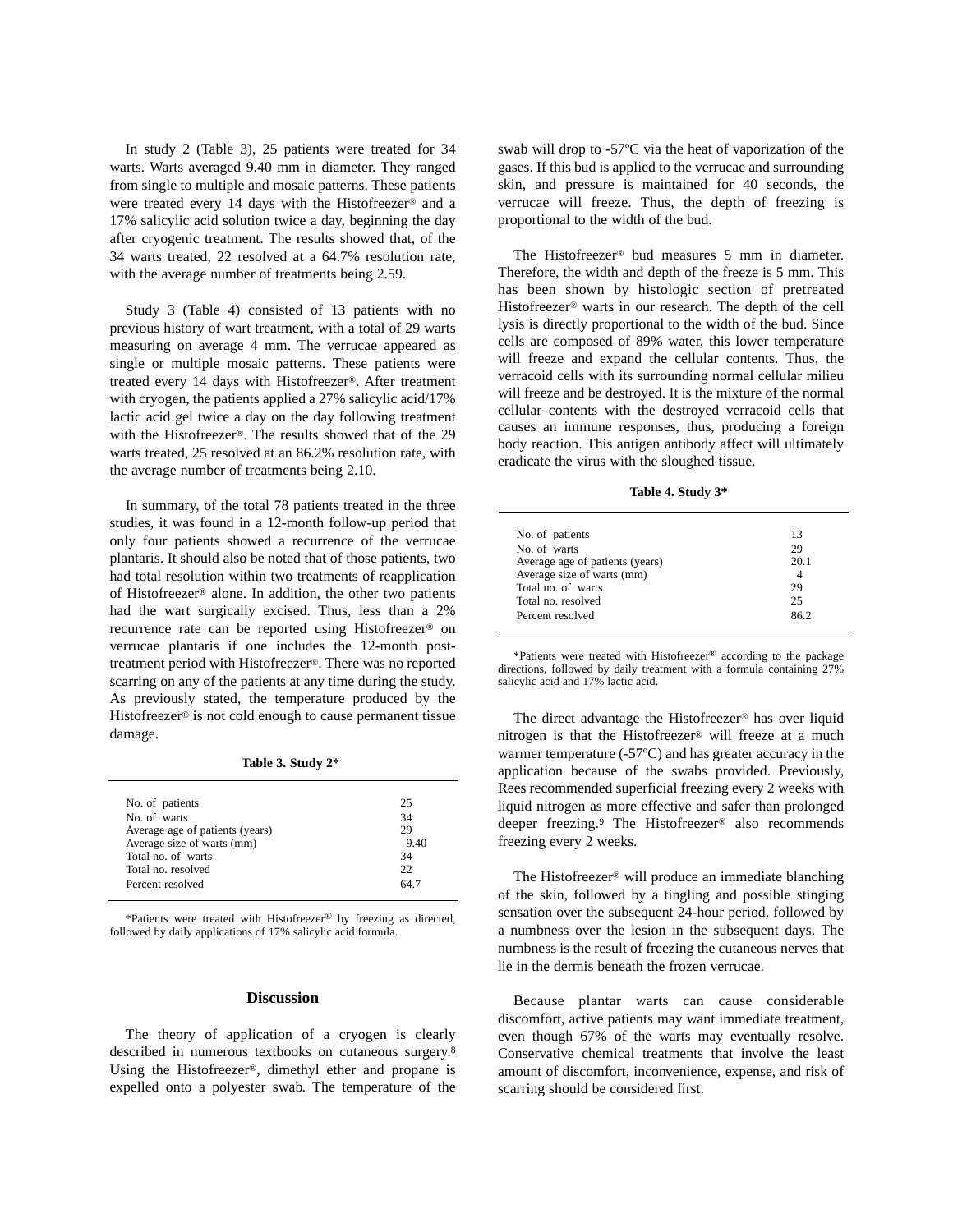In study 2 (Table 3), 25 patients were treated for 34 warts. Warts averaged 9.40 mm in diameter. They ranged from single to multiple and mosaic patterns. These patients were treated every 14 days with the Histofreezer® and a 17% salicylic acid solution twice a day, beginning the day after cryogenic treatment. The results showed that, of the 34 warts treated, 22 resolved at a 64.7% resolution rate, with the average number of treatments being 2.59.

Study 3 (Table 4) consisted of 13 patients with no previous history of wart treatment, with a total of 29 warts measuring on average 4 mm. The verrucae appeared as single or multiple mosaic patterns. These patients were treated every 14 days with Histofreezer®. After treatment with cryogen, the patients applied a 27% salicylic acid/17% lactic acid gel twice a day on the day following treatment with the Histofreezer®. The results showed that of the 29 warts treated, 25 resolved at an 86.2% resolution rate, with the average number of treatments being 2.10.

In summary, of the total 78 patients treated in the three studies, it was found in a 12-month follow-up period that only four patients showed a recurrence of the verrucae plantaris. It should also be noted that of those patients, two had total resolution within two treatments of reapplication of Histofreezer® alone. In addition, the other two patients had the wart surgically excised. Thus, less than a 2% recurrence rate can be reported using Histofreezer® on verrucae plantaris if one includes the 12-month post-treatment period with Histofreezer®. There was no reported scarring on any of the patients at any time during the study. As previously stated, the temperature produced by the Histofreezer® is not cold enough to cause permanent tissue damage.

**Table 3. Study 2***

| | |
|---|---|
| No. of patients | 25 |
| No. of warts | 34 |
| Average age of patients (years) | 29 |
| Average size of warts (mm) | 9.40 |
| Total no. of warts | 34 |
| Total no. resolved | 22 |
| Percent resolved | 64.7 |

*Patients were treated with Histofreezer® by freezing as directed, followed by daily applications of 17% salicylic acid formula.

## Discussion

The theory of application of a cryogen is clearly described in numerous textbooks on cutaneous surgery.[8] Using the Histofreezer®, dimethyl ether and propane is expelled onto a polyester swab. The temperature of the swab will drop to -57ºC via the heat of vaporization of the gases. If this bud is applied to the verrucae and surrounding skin, and pressure is maintained for 40 seconds, the verrucae will freeze. Thus, the depth of freezing is proportional to the width of the bud.

The Histofreezer® bud measures 5 mm in diameter. Therefore, the width and depth of the freeze is 5 mm. This has been shown by histologic section of pretreated Histofreezer® warts in our research. The depth of the cell lysis is directly proportional to the width of the bud. Since cells are composed of 89% water, this lower temperature will freeze and expand the cellular contents. Thus, the verracoid cells with its surrounding normal cellular milieu will freeze and be destroyed. It is the mixture of the normal cellular contents with the destroyed verracoid cells that causes an immune responses, thus, producing a foreign body reaction. This antigen antibody affect will ultimately eradicate the virus with the sloughed tissue.

**Table 4. Study 3***

| | |
|---|---|
| No. of patients | 13 |
| No. of warts | 29 |
| Average age of patients (years) | 20.1 |
| Average size of warts (mm) | 4 |
| Total no. of warts | 29 |
| Total no. resolved | 25 |
| Percent resolved | 86.2 |

*Patients were treated with Histofreezer® according to the package directions, followed by daily treatment with a formula containing 27% salicylic acid and 17% lactic acid.

The direct advantage the Histofreezer® has over liquid nitrogen is that the Histofreezer® will freeze at a much warmer temperature (-57ºC) and has greater accuracy in the application because of the swabs provided. Previously, Rees recommended superficial freezing every 2 weeks with liquid nitrogen as more effective and safer than prolonged deeper freezing.[9] The Histofreezer® also recommends freezing every 2 weeks.

The Histofreezer® will produce an immediate blanching of the skin, followed by a tingling and possible stinging sensation over the subsequent 24-hour period, followed by a numbness over the lesion in the subsequent days. The numbness is the result of freezing the cutaneous nerves that lie in the dermis beneath the frozen verrucae.

Because plantar warts can cause considerable discomfort, active patients may want immediate treatment, even though 67% of the warts may eventually resolve. Conservative chemical treatments that involve the least amount of discomfort, inconvenience, expense, and risk of scarring should be considered first.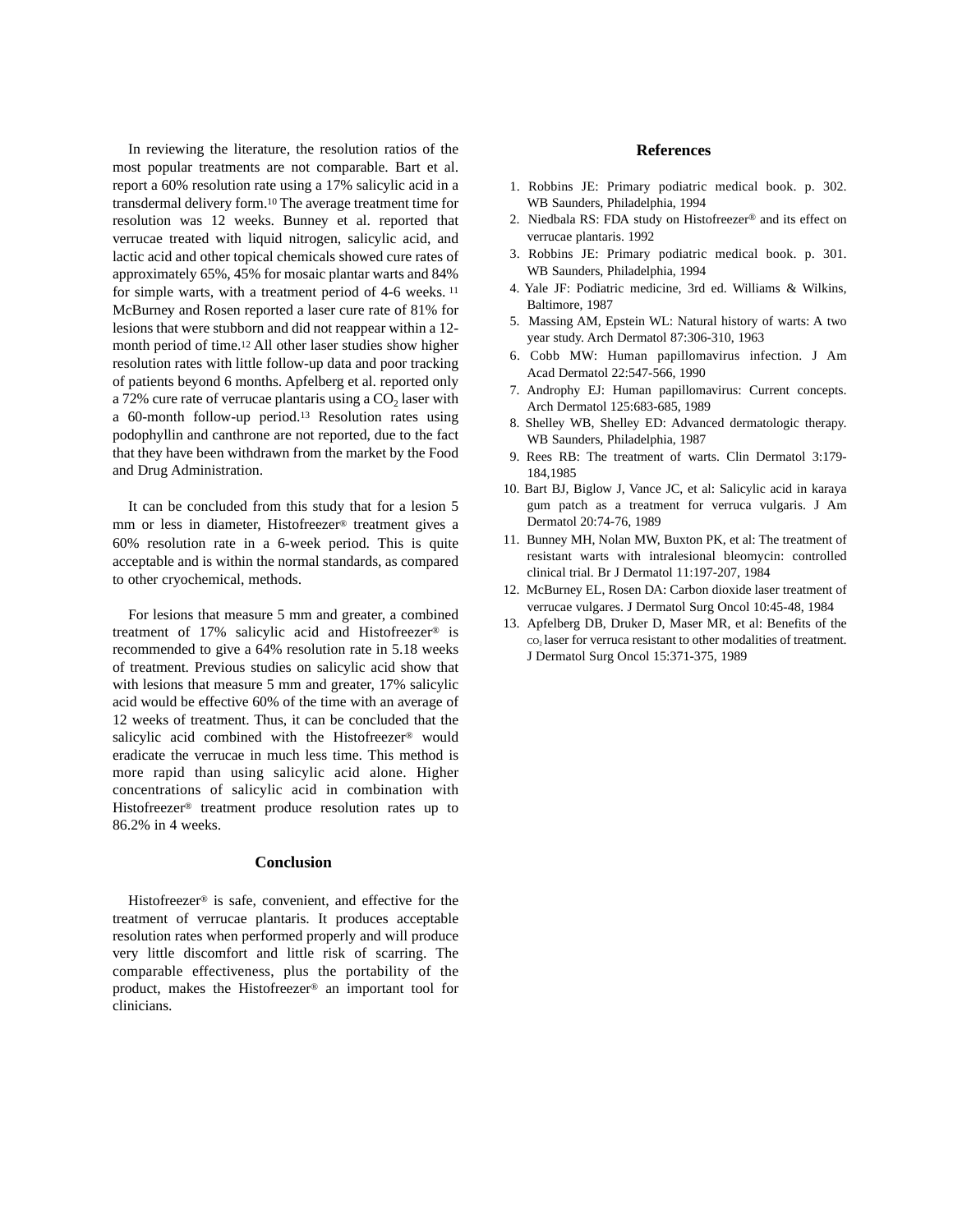In reviewing the literature, the resolution ratios of the most popular treatments are not comparable. Bart et al. report a 60% resolution rate using a 17% salicylic acid in a transdermal delivery form.[10] The average treatment time for resolution was 12 weeks. Bunney et al. reported that verrucae treated with liquid nitrogen, salicylic acid, and lactic acid and other topical chemicals showed cure rates of approximately 65%, 45% for mosaic plantar warts and 84% for simple warts, with a treatment period of 4-6 weeks.[11] McBurney and Rosen reported a laser cure rate of 81% for lesions that were stubborn and did not reappear within a 12-month period of time.[12] All other laser studies show higher resolution rates with little follow-up data and poor tracking of patients beyond 6 months. Apfelberg et al. reported only a 72% cure rate of verrucae plantaris using a $CO_2$ laser with a 60-month follow-up period.[13] Resolution rates using podophyllin and canthrone are not reported, due to the fact that they have been withdrawn from the market by the Food and Drug Administration.

It can be concluded from this study that for a lesion 5 mm or less in diameter, Histofreezer® treatment gives a 60% resolution rate in a 6-week period. This is quite acceptable and is within the normal standards, as compared to other cryochemical, methods.

For lesions that measure 5 mm and greater, a combined treatment of 17% salicylic acid and Histofreezer® is recommended to give a 64% resolution rate in 5.18 weeks of treatment. Previous studies on salicylic acid show that with lesions that measure 5 mm and greater, 17% salicylic acid would be effective 60% of the time with an average of 12 weeks of treatment. Thus, it can be concluded that the salicylic acid combined with the Histofreezer® would eradicate the verrucae in much less time. This method is more rapid than using salicylic acid alone. Higher concentrations of salicylic acid in combination with Histofreezer® treatment produce resolution rates up to 86.2% in 4 weeks.

## Conclusion

Histofreezer® is safe, convenient, and effective for the treatment of verrucae plantaris. It produces acceptable resolution rates when performed properly and will produce very little discomfort and little risk of scarring. The comparable effectiveness, plus the portability of the product, makes the Histofreezer® an important tool for clinicians.

## References

1. Robbins JE: Primary podiatric medical book. p. 302. WB Saunders, Philadelphia, 1994
2. Niedbala RS: FDA study on Histofreezer® and its effect on verrucae plantaris. 1992
3. Robbins JE: Primary podiatric medical book. p. 301. WB Saunders, Philadelphia, 1994
4. Yale JF: Podiatric medicine, 3rd ed. Williams & Wilkins, Baltimore, 1987
5. Massing AM, Epstein WL: Natural history of warts: A two year study. Arch Dermatol 87:306-310, 1963
6. Cobb MW: Human papillomavirus infection. J Am Acad Dermatol 22:547-566, 1990
7. Androphy EJ: Human papillomavirus: Current concepts. Arch Dermatol 125:683-685, 1989
8. Shelley WB, Shelley ED: Advanced dermatologic therapy. WB Saunders, Philadelphia, 1987
9. Rees RB: The treatment of warts. Clin Dermatol 3:179-184,1985
10. Bart BJ, Biglow J, Vance JC, et al: Salicylic acid in karaya gum patch as a treatment for verruca vulgaris. J Am Dermatol 20:74-76, 1989
11. Bunney MH, Nolan MW, Buxton PK, et al: The treatment of resistant warts with intralesional bleomycin: controlled clinical trial. Br J Dermatol 11:197-207, 1984
12. McBurney EL, Rosen DA: Carbon dioxide laser treatment of verrucae vulgares. J Dermatol Surg Oncol 10:45-48, 1984
13. Apfelberg DB, Druker D, Maser MR, et al: Benefits of the $CO_2$ laser for verruca resistant to other modalities of treatment. J Dermatol Surg Oncol 15:371-375, 1989